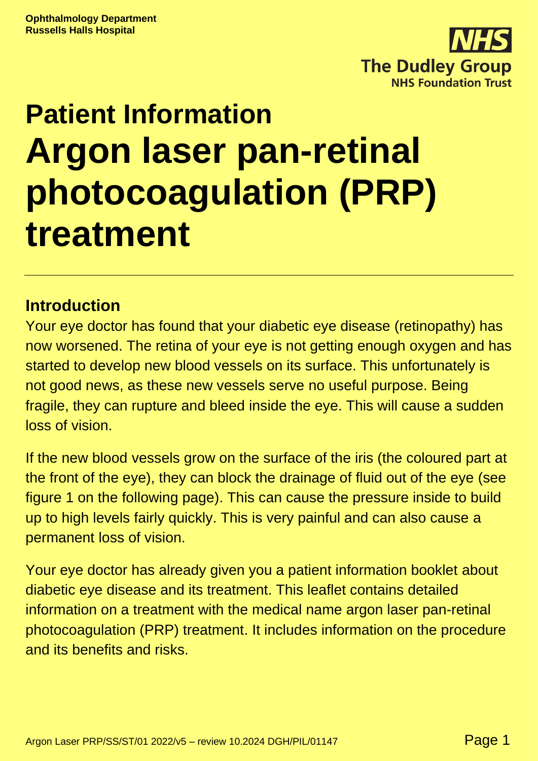**Ophthalmology Department**
**Russells Halls Hospital**

The Dudley Group
NHS Foundation Trust

# Patient Information
# Argon laser pan-retinal photocoagulation (PRP) treatment

## Introduction

Your eye doctor has found that your diabetic eye disease (retinopathy) has now worsened. The retina of your eye is not getting enough oxygen and has started to develop new blood vessels on its surface. This unfortunately is not good news, as these new vessels serve no useful purpose. Being fragile, they can rupture and bleed inside the eye. This will cause a sudden loss of vision.

If the new blood vessels grow on the surface of the iris (the coloured part at the front of the eye), they can block the drainage of fluid out of the eye (see figure 1 on the following page). This can cause the pressure inside to build up to high levels fairly quickly. This is very painful and can also cause a permanent loss of vision.

Your eye doctor has already given you a patient information booklet about diabetic eye disease and its treatment. This leaflet contains detailed information on a treatment with the medical name argon laser pan-retinal photocoagulation (PRP) treatment. It includes information on the procedure and its benefits and risks.

Argon Laser PRP/SS/ST/01 2022/v5 – review 10.2024 DGH/PIL/01147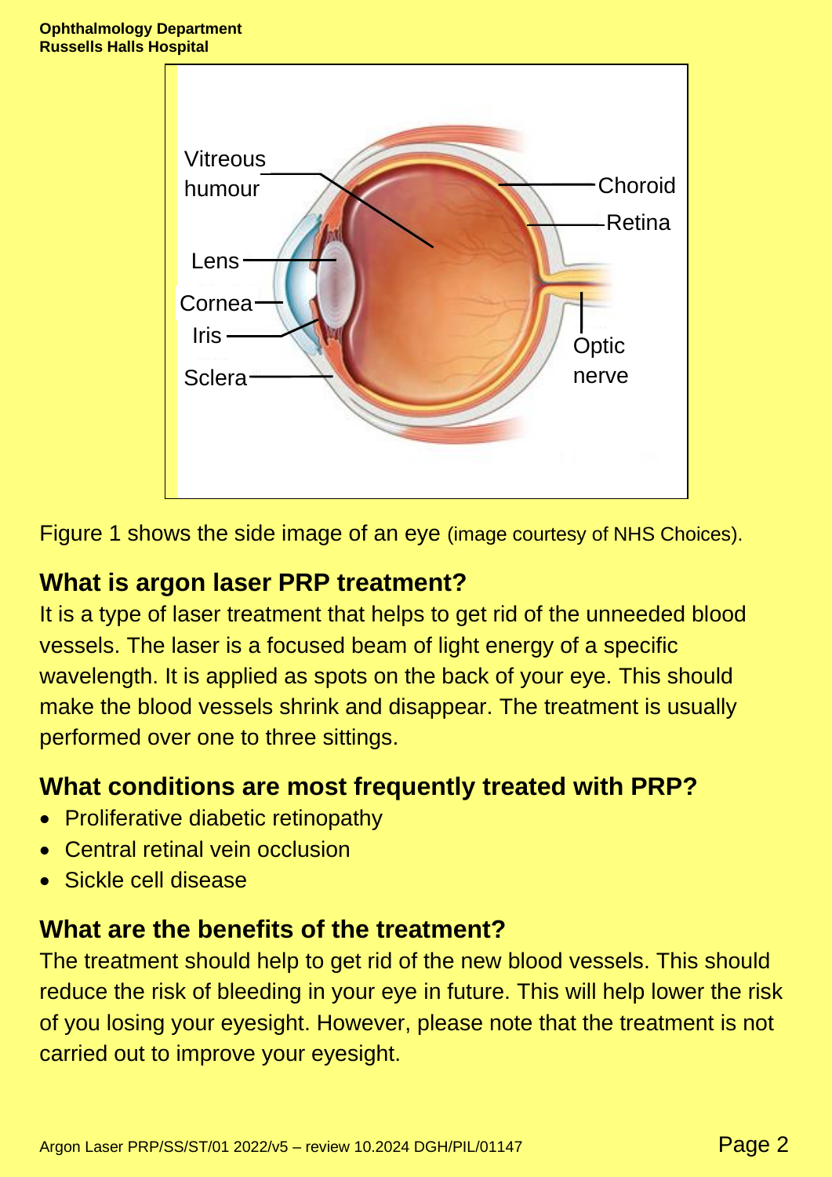Figure 1 shows the side image of an eye (image courtesy of NHS Choices).

## What is argon laser PRP treatment?

It is a type of laser treatment that helps to get rid of the unneeded blood vessels. The laser is a focused beam of light energy of a specific wavelength. It is applied as spots on the back of your eye. This should make the blood vessels shrink and disappear. The treatment is usually performed over one to three sittings.

## What conditions are most frequently treated with PRP?

- Proliferative diabetic retinopathy
- Central retinal vein occlusion
- Sickle cell disease

## What are the benefits of the treatment?

The treatment should help to get rid of the new blood vessels. This should reduce the risk of bleeding in your eye in future. This will help lower the risk of you losing your eyesight. However, please note that the treatment is not carried out to improve your eyesight.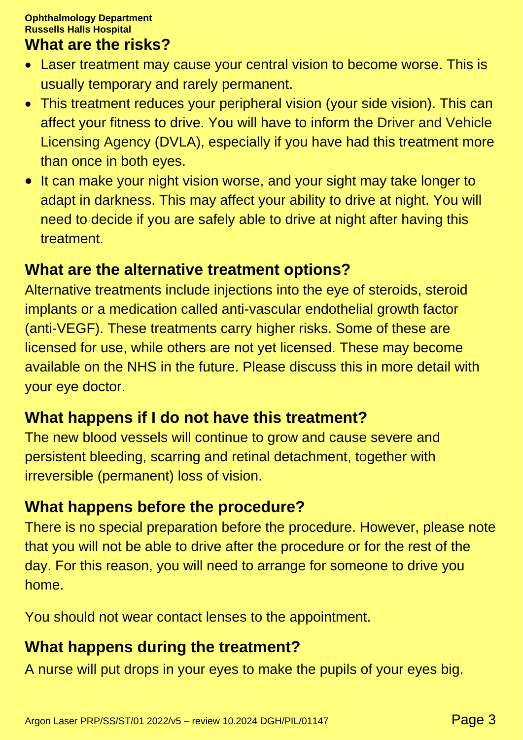## What are the risks?

- Laser treatment may cause your central vision to become worse. This is usually temporary and rarely permanent.
- This treatment reduces your peripheral vision (your side vision). This can affect your fitness to drive. You will have to inform the Driver and Vehicle Licensing Agency (DVLA), especially if you have had this treatment more than once in both eyes.
- It can make your night vision worse, and your sight may take longer to adapt in darkness. This may affect your ability to drive at night. You will need to decide if you are safely able to drive at night after having this treatment.

## What are the alternative treatment options?

Alternative treatments include injections into the eye of steroids, steroid implants or a medication called anti-vascular endothelial growth factor (anti-VEGF). These treatments carry higher risks. Some of these are licensed for use, while others are not yet licensed. These may become available on the NHS in the future. Please discuss this in more detail with your eye doctor.

## What happens if I do not have this treatment?

The new blood vessels will continue to grow and cause severe and persistent bleeding, scarring and retinal detachment, together with irreversible (permanent) loss of vision.

## What happens before the procedure?

There is no special preparation before the procedure. However, please note that you will not be able to drive after the procedure or for the rest of the day. For this reason, you will need to arrange for someone to drive you home.

You should not wear contact lenses to the appointment.

## What happens during the treatment?

A nurse will put drops in your eyes to make the pupils of your eyes big.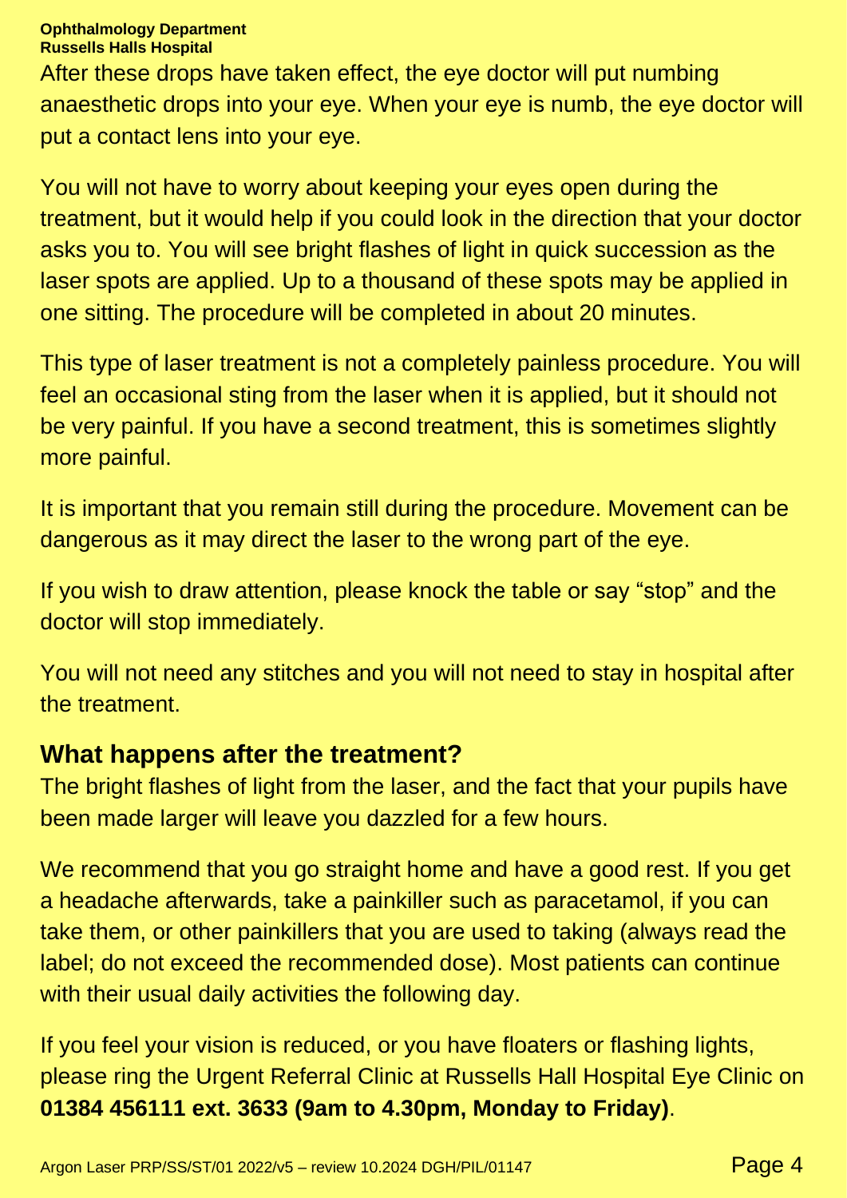After these drops have taken effect, the eye doctor will put numbing anaesthetic drops into your eye. When your eye is numb, the eye doctor will put a contact lens into your eye.

You will not have to worry about keeping your eyes open during the treatment, but it would help if you could look in the direction that your doctor asks you to. You will see bright flashes of light in quick succession as the laser spots are applied. Up to a thousand of these spots may be applied in one sitting. The procedure will be completed in about 20 minutes.

This type of laser treatment is not a completely painless procedure. You will feel an occasional sting from the laser when it is applied, but it should not be very painful. If you have a second treatment, this is sometimes slightly more painful.

It is important that you remain still during the procedure. Movement can be dangerous as it may direct the laser to the wrong part of the eye.

If you wish to draw attention, please knock the table or say "stop" and the doctor will stop immediately.

You will not need any stitches and you will not need to stay in hospital after the treatment.

## What happens after the treatment?

The bright flashes of light from the laser, and the fact that your pupils have been made larger will leave you dazzled for a few hours.

We recommend that you go straight home and have a good rest. If you get a headache afterwards, take a painkiller such as paracetamol, if you can take them, or other painkillers that you are used to taking (always read the label; do not exceed the recommended dose). Most patients can continue with their usual daily activities the following day.

If you feel your vision is reduced, or you have floaters or flashing lights, please ring the Urgent Referral Clinic at Russells Hall Hospital Eye Clinic on **01384 456111 ext. 3633 (9am to 4.30pm, Monday to Friday)**.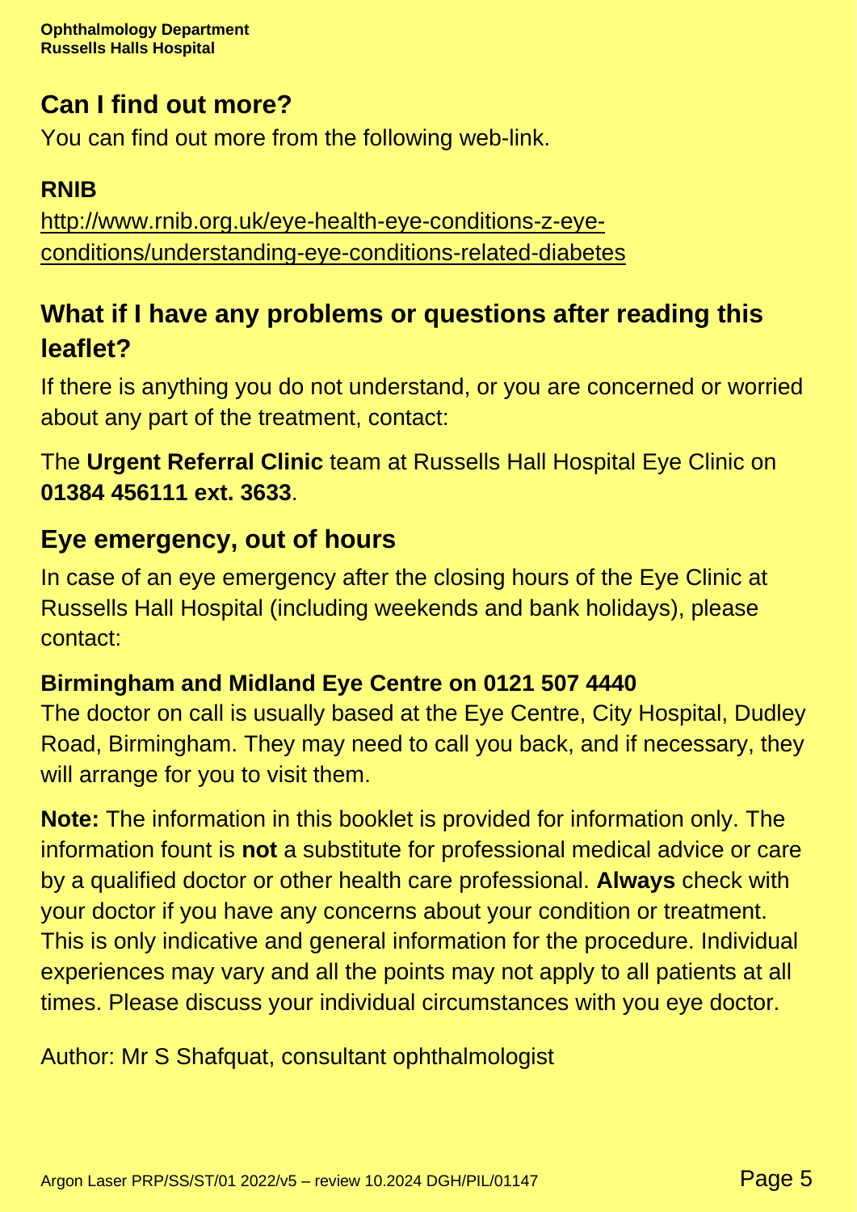## Can I find out more?

You can find out more from the following web-link.

**RNIB**

http://www.rnib.org.uk/eye-health-eye-conditions-z-eye-conditions/understanding-eye-conditions-related-diabetes

## What if I have any problems or questions after reading this leaflet?

If there is anything you do not understand, or you are concerned or worried about any part of the treatment, contact:

The **Urgent Referral Clinic** team at Russells Hall Hospital Eye Clinic on **01384 456111 ext. 3633**.

## Eye emergency, out of hours

In case of an eye emergency after the closing hours of the Eye Clinic at Russells Hall Hospital (including weekends and bank holidays), please contact:

**Birmingham and Midland Eye Centre on 0121 507 4440**

The doctor on call is usually based at the Eye Centre, City Hospital, Dudley Road, Birmingham. They may need to call you back, and if necessary, they will arrange for you to visit them.

**Note:** The information in this booklet is provided for information only. The information fount is **not** a substitute for professional medical advice or care by a qualified doctor or other health care professional. **Always** check with your doctor if you have any concerns about your condition or treatment. This is only indicative and general information for the procedure. Individual experiences may vary and all the points may not apply to all patients at all times. Please discuss your individual circumstances with you eye doctor.

Author: Mr S Shafquat, consultant ophthalmologist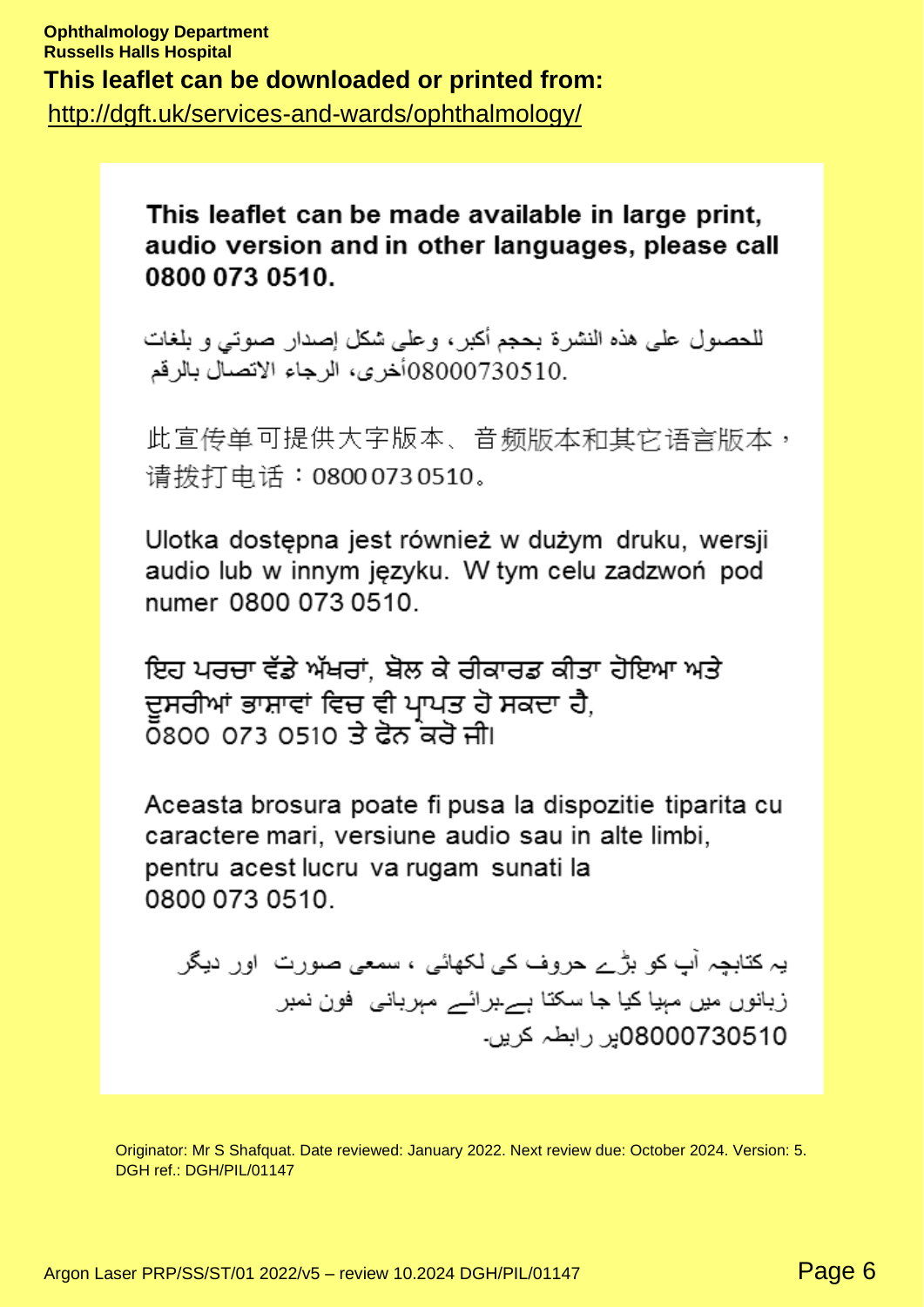**Ophthalmology Department**
**Russells Halls Hospital**

**This leaflet can be downloaded or printed from:**

http://dgft.uk/services-and-wards/ophthalmology/

**This leaflet can be made available in large print, audio version and in other languages, please call 0800 073 0510.**

للحصول على هذه النشرة بحجم أكبر، وعلى شكل إصدار صوتي و بلغات أخرى، الرجاء الاتصال بالرقم 08000730510.

此宣传单可提供大字版本、音频版本和其它语言版本，请拨打电话：0800 073 0510。

Ulotka dostępna jest również w dużym druku, wersji audio lub w innym języku. W tym celu zadzwoń pod numer 0800 073 0510.

ਇਹ ਪਰਚਾ ਵੱਡੇ ਅੱਖਰਾਂ, ਬੋਲ ਕੇ ਰੀਕਾਰਡ ਕੀਤਾ ਹੋਇਆ ਅਤੇ ਦੂਸਰੀਆਂ ਭਾਸ਼ਾਵਾਂ ਵਿਚ ਵੀ ਪ੍ਰਾਪਤ ਹੋ ਸਕਦਾ ਹੈ, 0800 073 0510 ਤੇ ਫੋਨ ਕਰੋ ਜੀ।

Aceasta brosura poate fi pusa la dispozitie tiparita cu caractere mari, versiune audio sau in alte limbi, pentru acest lucru va rugam sunati la 0800 073 0510.

یہ کتابچہ آپ کو بڑے حروف کی لکھائی ، سمعی صورت اور دیگر زبانوں میں مہیا کیا جا سکتا ہے۔برائے مہربانی فون نمبر 08000730510پر رابطہ کریں۔

Originator: Mr S Shafquat. Date reviewed: January 2022. Next review due: October 2024. Version: 5. DGH ref.: DGH/PIL/01147